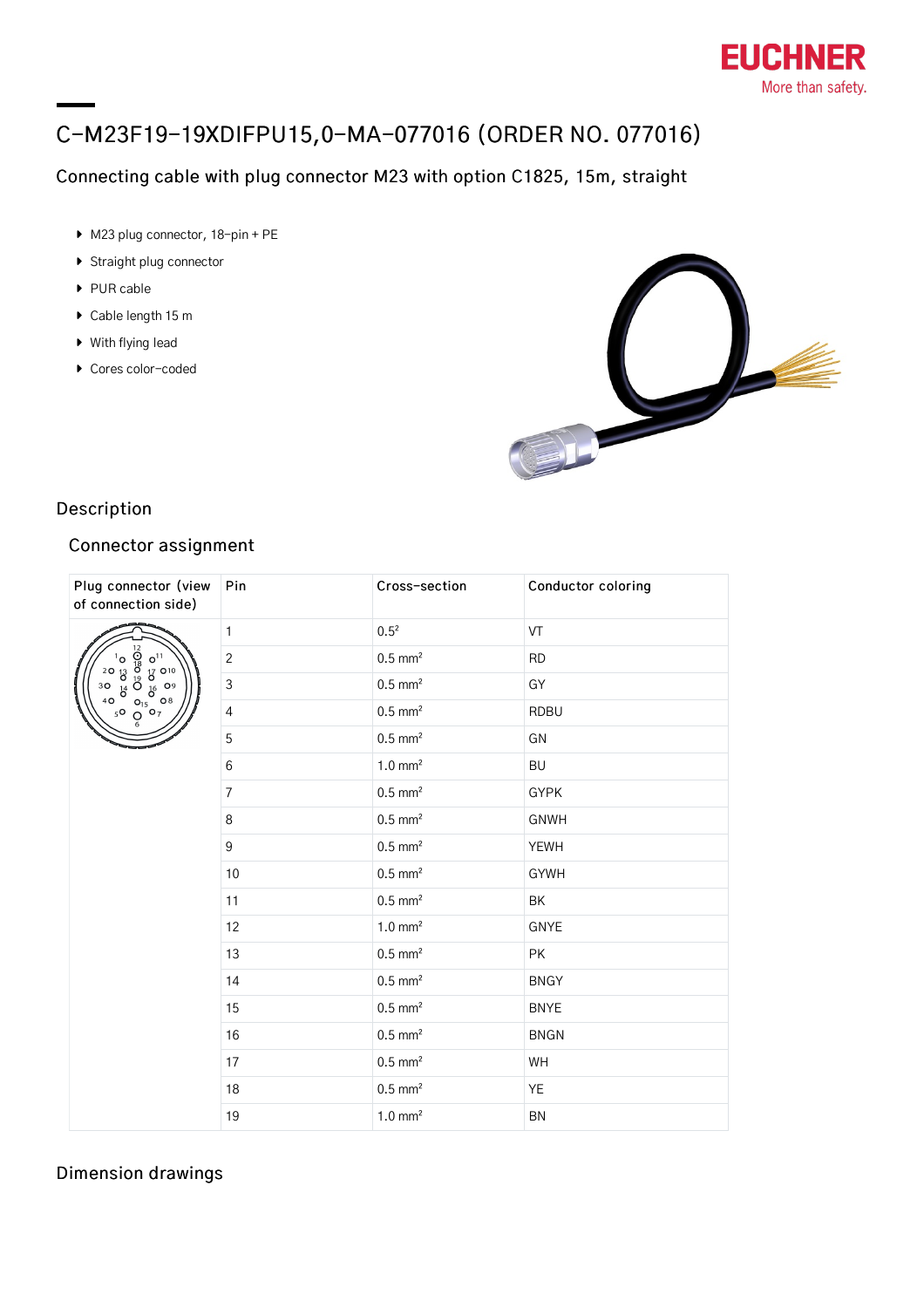# C-M23F19-19XDIFPU15,0-MA-077016 (ORDER NO. 077016)

## Connecting cable with plug connector M23 with option C1825, 15m, straight

- M23 plug connector, 18-pin + PE
- Straight plug connector
- PUR cable
- Cable length 15 m
- With flying lead
- Cores color-coded

## Description

### Connector assignment

| Plug connector (view of connection side) | Pin | Cross-section | Conductor coloring |
|---|---|---|---|
| | 1 | 0.5² | VT |
| | 2 | 0.5 mm² | RD |
| | 3 | 0.5 mm² | GY |
| | 4 | 0.5 mm² | RDBU |
| | 5 | 0.5 mm² | GN |
| | 6 | 1.0 mm² | BU |
| | 7 | 0.5 mm² | GYPK |
| | 8 | 0.5 mm² | GNWH |
| | 9 | 0.5 mm² | YEWH |
| | 10 | 0.5 mm² | GYWH |
| | 11 | 0.5 mm² | BK |
| | 12 | 1.0 mm² | GNYE |
| | 13 | 0.5 mm² | PK |
| | 14 | 0.5 mm² | BNGY |
| | 15 | 0.5 mm² | BNYE |
| | 16 | 0.5 mm² | BNGN |
| | 17 | 0.5 mm² | WH |
| | 18 | 0.5 mm² | YE |
| | 19 | 1.0 mm² | BN |

## Dimension drawings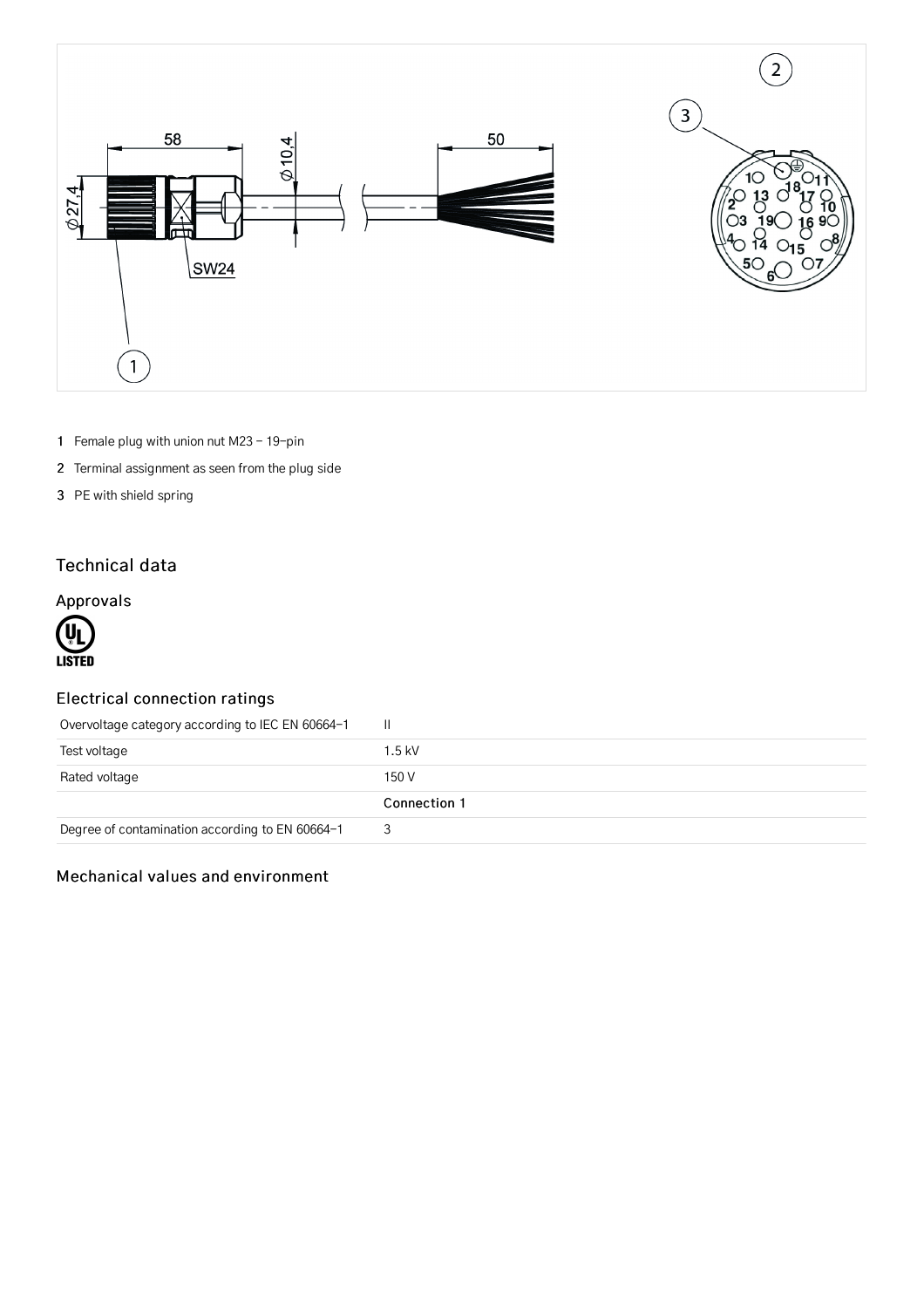1 Female plug with union nut M23 – 19-pin

2 Terminal assignment as seen from the plug side

3 PE with shield spring

## Technical data

### Approvals

### Electrical connection ratings

| | |
|---|---|
| Overvoltage category according to IEC EN 60664-1 | II |
| Test voltage | 1.5 kV |
| Rated voltage | 150 V |
| | **Connection 1** |
| Degree of contamination according to EN 60664-1 | 3 |

### Mechanical values and environment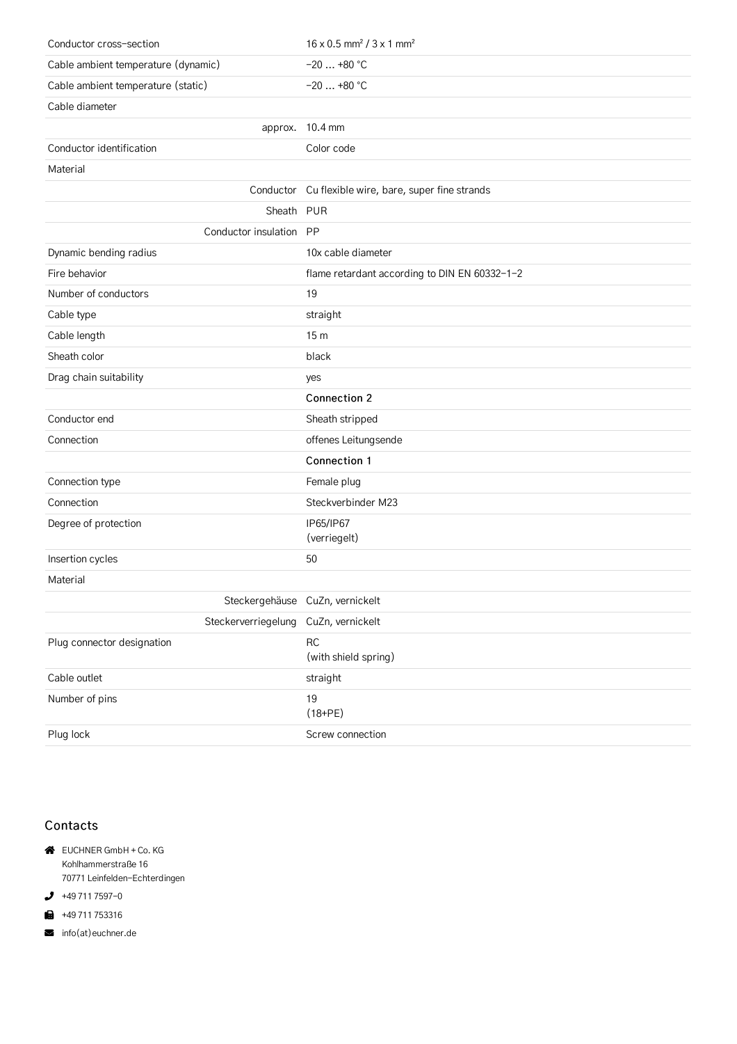| | |
|---|---|
| Conductor cross-section | 16 x 0.5 mm² / 3 x 1 mm² |
| Cable ambient temperature (dynamic) | -20 ... +80 °C |
| Cable ambient temperature (static) | -20 ... +80 °C |
| Cable diameter | |
| approx. | 10.4 mm |
| Conductor identification | Color code |
| Material | |
| Conductor | Cu flexible wire, bare, super fine strands |
| Sheath | PUR |
| Conductor insulation | PP |
| Dynamic bending radius | 10x cable diameter |
| Fire behavior | flame retardant according to DIN EN 60332-1-2 |
| Number of conductors | 19 |
| Cable type | straight |
| Cable length | 15 m |
| Sheath color | black |
| Drag chain suitability | yes |
| | **Connection 2** |
| Conductor end | Sheath stripped |
| Connection | offenes Leitungsende |
| | **Connection 1** |
| Connection type | Female plug |
| Connection | Steckverbinder M23 |
| Degree of protection | IP65/IP67 (verriegelt) |
| Insertion cycles | 50 |
| Material | |
| Steckergehäuse | CuZn, vernickelt |
| Steckerverriegelung | CuZn, vernickelt |
| Plug connector designation | RC (with shield spring) |
| Cable outlet | straight |
| Number of pins | 19 (18+PE) |
| Plug lock | Screw connection |

## Contacts

EUCHNER GmbH + Co. KG
Kohlhammerstraße 16
70771 Leinfelden-Echterdingen

+49 711 7597-0

+49 711 753316

info(at)euchner.de